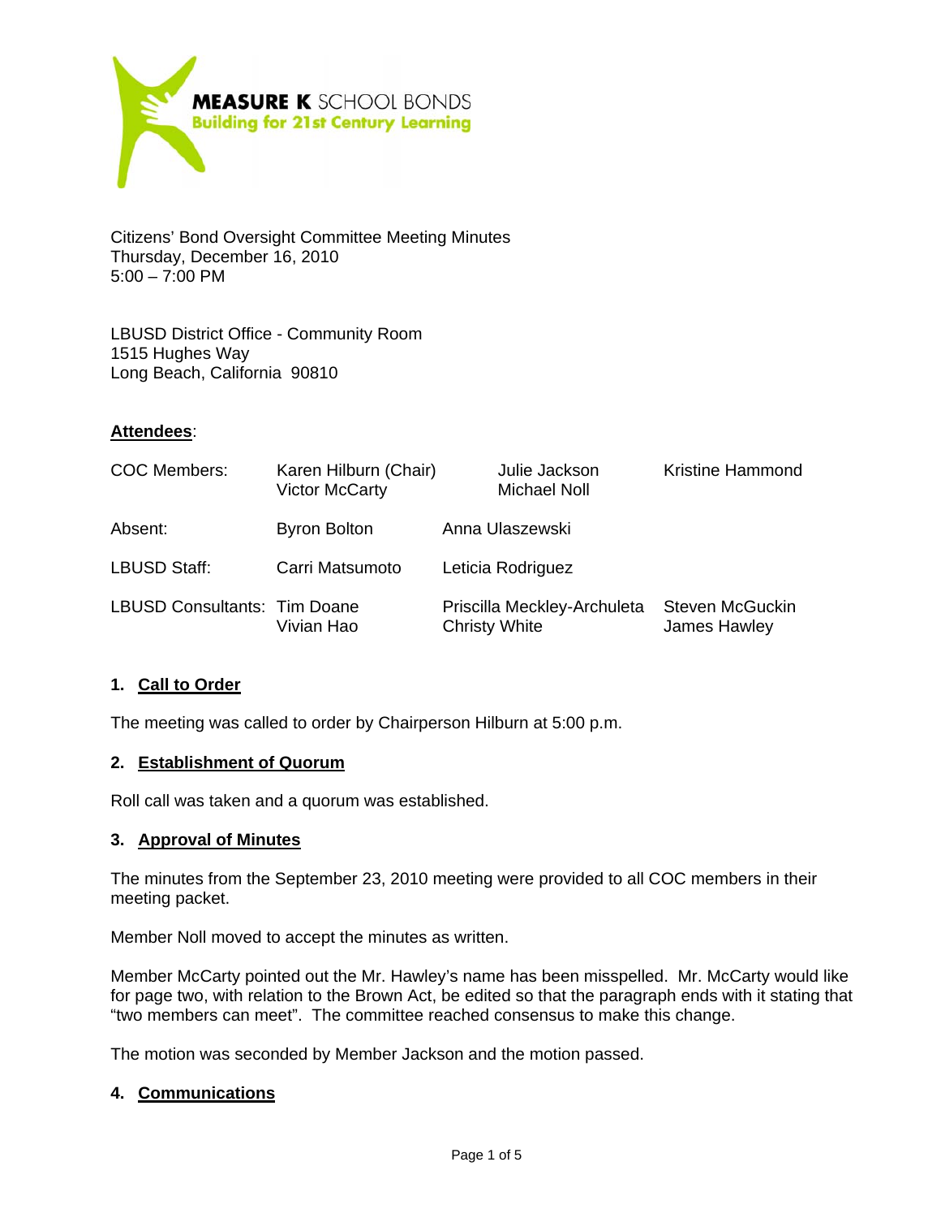**MEASURE K** SCHOOL BONDS
**Building for 21st Century Learning**

Citizens' Bond Oversight Committee Meeting Minutes
Thursday, December 16, 2010
5:00 – 7:00 PM

LBUSD District Office - Community Room
1515 Hughes Way
Long Beach, California 90810

**Attendees**:

| | | | |
|---|---|---|---|
| COC Members: | Karen Hilburn (Chair)<br>Victor McCarty | Julie Jackson<br>Michael Noll | Kristine Hammond |
| Absent: | Byron Bolton | Anna Ulaszewski | |
| LBUSD Staff: | Carri Matsumoto | Leticia Rodriguez | |
| LBUSD Consultants: | Tim Doane<br>Vivian Hao | Priscilla Meckley-Archuleta<br>Christy White | Steven McGuckin<br>James Hawley |

## 1. Call to Order

The meeting was called to order by Chairperson Hilburn at 5:00 p.m.

## 2. Establishment of Quorum

Roll call was taken and a quorum was established.

## 3. Approval of Minutes

The minutes from the September 23, 2010 meeting were provided to all COC members in their meeting packet.

Member Noll moved to accept the minutes as written.

Member McCarty pointed out the Mr. Hawley's name has been misspelled. Mr. McCarty would like for page two, with relation to the Brown Act, be edited so that the paragraph ends with it stating that "two members can meet". The committee reached consensus to make this change.

The motion was seconded by Member Jackson and the motion passed.

## 4. Communications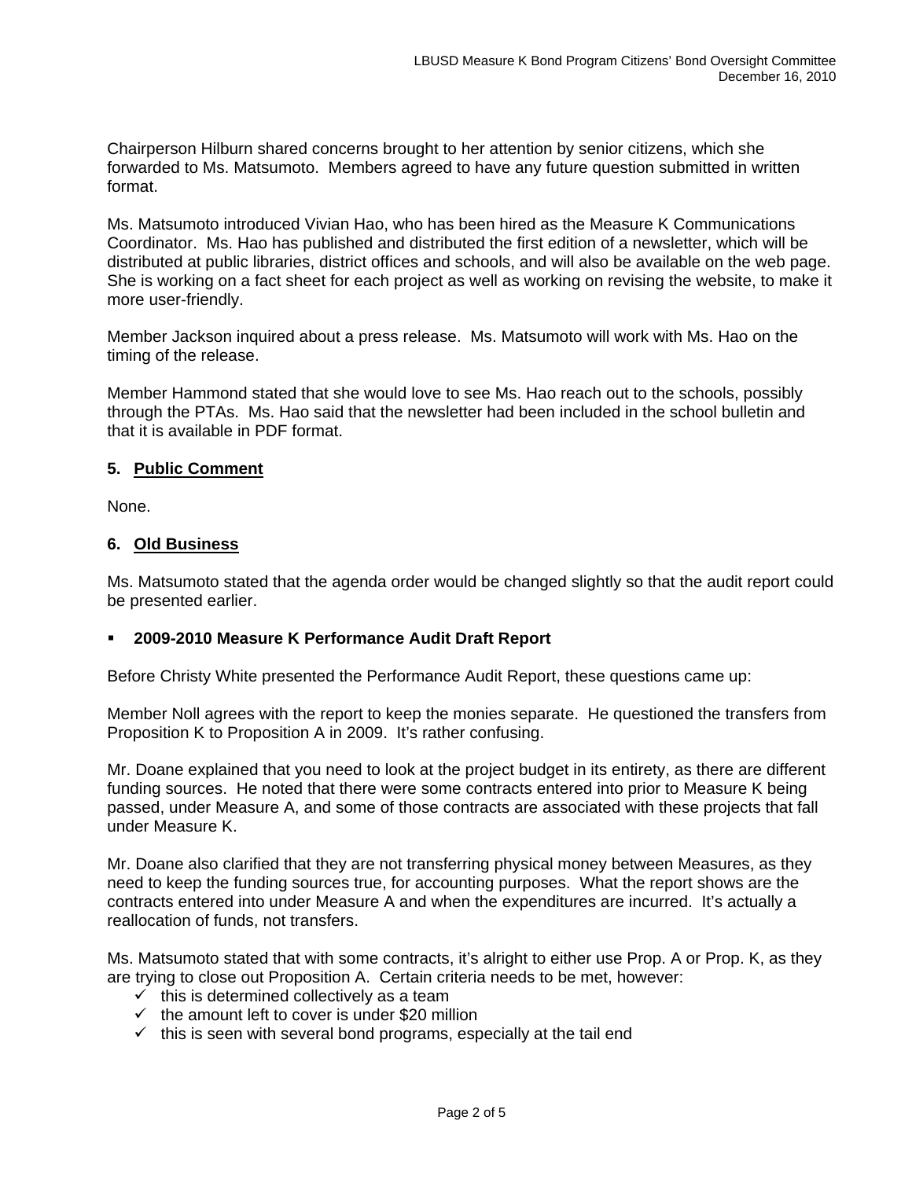Chairperson Hilburn shared concerns brought to her attention by senior citizens, which she forwarded to Ms. Matsumoto. Members agreed to have any future question submitted in written format.

Ms. Matsumoto introduced Vivian Hao, who has been hired as the Measure K Communications Coordinator. Ms. Hao has published and distributed the first edition of a newsletter, which will be distributed at public libraries, district offices and schools, and will also be available on the web page. She is working on a fact sheet for each project as well as working on revising the website, to make it more user-friendly.

Member Jackson inquired about a press release. Ms. Matsumoto will work with Ms. Hao on the timing of the release.

Member Hammond stated that she would love to see Ms. Hao reach out to the schools, possibly through the PTAs. Ms. Hao said that the newsletter had been included in the school bulletin and that it is available in PDF format.

**5. Public Comment**

None.

**6. Old Business**

Ms. Matsumoto stated that the agenda order would be changed slightly so that the audit report could be presented earlier.

- **2009-2010 Measure K Performance Audit Draft Report**

Before Christy White presented the Performance Audit Report, these questions came up:

Member Noll agrees with the report to keep the monies separate. He questioned the transfers from Proposition K to Proposition A in 2009. It's rather confusing.

Mr. Doane explained that you need to look at the project budget in its entirety, as there are different funding sources. He noted that there were some contracts entered into prior to Measure K being passed, under Measure A, and some of those contracts are associated with these projects that fall under Measure K.

Mr. Doane also clarified that they are not transferring physical money between Measures, as they need to keep the funding sources true, for accounting purposes. What the report shows are the contracts entered into under Measure A and when the expenditures are incurred. It's actually a reallocation of funds, not transfers.

Ms. Matsumoto stated that with some contracts, it's alright to either use Prop. A or Prop. K, as they are trying to close out Proposition A. Certain criteria needs to be met, however:

- ✓ this is determined collectively as a team
- ✓ the amount left to cover is under $20 million
- ✓ this is seen with several bond programs, especially at the tail end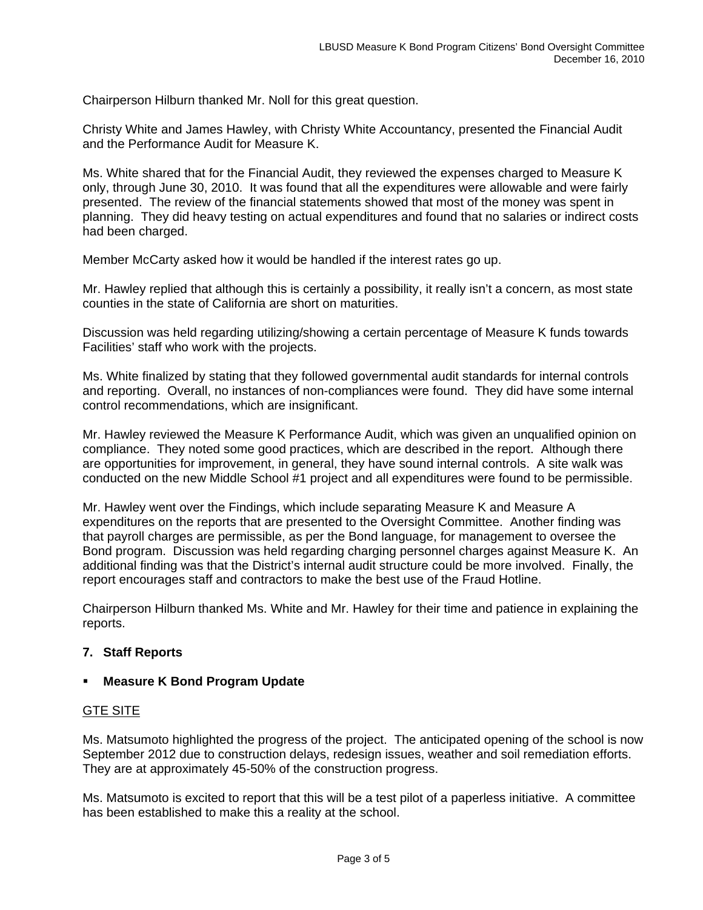Chairperson Hilburn thanked Mr. Noll for this great question.

Christy White and James Hawley, with Christy White Accountancy, presented the Financial Audit and the Performance Audit for Measure K.

Ms. White shared that for the Financial Audit, they reviewed the expenses charged to Measure K only, through June 30, 2010. It was found that all the expenditures were allowable and were fairly presented. The review of the financial statements showed that most of the money was spent in planning. They did heavy testing on actual expenditures and found that no salaries or indirect costs had been charged.

Member McCarty asked how it would be handled if the interest rates go up.

Mr. Hawley replied that although this is certainly a possibility, it really isn't a concern, as most state counties in the state of California are short on maturities.

Discussion was held regarding utilizing/showing a certain percentage of Measure K funds towards Facilities' staff who work with the projects.

Ms. White finalized by stating that they followed governmental audit standards for internal controls and reporting. Overall, no instances of non-compliances were found. They did have some internal control recommendations, which are insignificant.

Mr. Hawley reviewed the Measure K Performance Audit, which was given an unqualified opinion on compliance. They noted some good practices, which are described in the report. Although there are opportunities for improvement, in general, they have sound internal controls. A site walk was conducted on the new Middle School #1 project and all expenditures were found to be permissible.

Mr. Hawley went over the Findings, which include separating Measure K and Measure A expenditures on the reports that are presented to the Oversight Committee. Another finding was that payroll charges are permissible, as per the Bond language, for management to oversee the Bond program. Discussion was held regarding charging personnel charges against Measure K. An additional finding was that the District's internal audit structure could be more involved. Finally, the report encourages staff and contractors to make the best use of the Fraud Hotline.

Chairperson Hilburn thanked Ms. White and Mr. Hawley for their time and patience in explaining the reports.

**7. Staff Reports**

- **Measure K Bond Program Update**

GTE SITE

Ms. Matsumoto highlighted the progress of the project. The anticipated opening of the school is now September 2012 due to construction delays, redesign issues, weather and soil remediation efforts. They are at approximately 45-50% of the construction progress.

Ms. Matsumoto is excited to report that this will be a test pilot of a paperless initiative. A committee has been established to make this a reality at the school.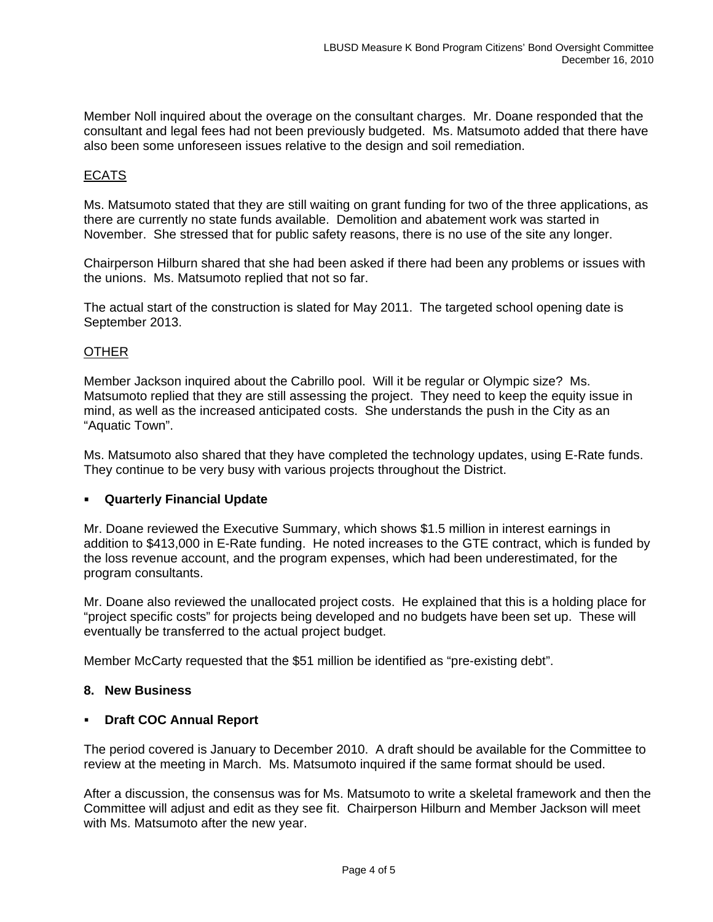Member Noll inquired about the overage on the consultant charges. Mr. Doane responded that the consultant and legal fees had not been previously budgeted. Ms. Matsumoto added that there have also been some unforeseen issues relative to the design and soil remediation.

<u>ECATS</u>

Ms. Matsumoto stated that they are still waiting on grant funding for two of the three applications, as there are currently no state funds available. Demolition and abatement work was started in November. She stressed that for public safety reasons, there is no use of the site any longer.

Chairperson Hilburn shared that she had been asked if there had been any problems or issues with the unions. Ms. Matsumoto replied that not so far.

The actual start of the construction is slated for May 2011. The targeted school opening date is September 2013.

<u>OTHER</u>

Member Jackson inquired about the Cabrillo pool. Will it be regular or Olympic size? Ms. Matsumoto replied that they are still assessing the project. They need to keep the equity issue in mind, as well as the increased anticipated costs. She understands the push in the City as an "Aquatic Town".

Ms. Matsumoto also shared that they have completed the technology updates, using E-Rate funds. They continue to be very busy with various projects throughout the District.

- **Quarterly Financial Update**

Mr. Doane reviewed the Executive Summary, which shows $1.5 million in interest earnings in addition to $413,000 in E-Rate funding. He noted increases to the GTE contract, which is funded by the loss revenue account, and the program expenses, which had been underestimated, for the program consultants.

Mr. Doane also reviewed the unallocated project costs. He explained that this is a holding place for "project specific costs" for projects being developed and no budgets have been set up. These will eventually be transferred to the actual project budget.

Member McCarty requested that the $51 million be identified as "pre-existing debt".

**8. New Business**

- **Draft COC Annual Report**

The period covered is January to December 2010. A draft should be available for the Committee to review at the meeting in March. Ms. Matsumoto inquired if the same format should be used.

After a discussion, the consensus was for Ms. Matsumoto to write a skeletal framework and then the Committee will adjust and edit as they see fit. Chairperson Hilburn and Member Jackson will meet with Ms. Matsumoto after the new year.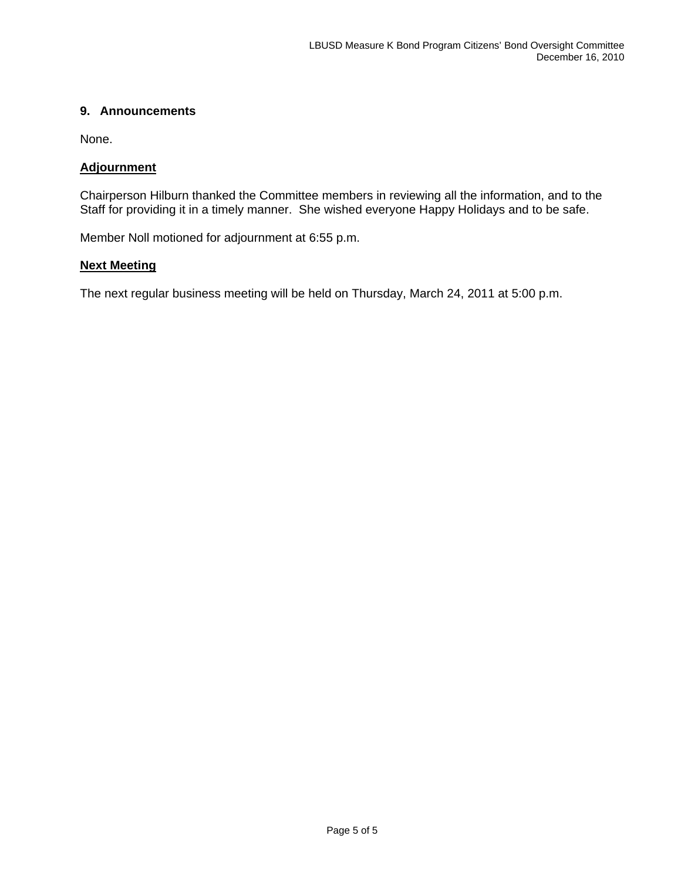## 9. Announcements

None.

**Adjournment**

Chairperson Hilburn thanked the Committee members in reviewing all the information, and to the Staff for providing it in a timely manner. She wished everyone Happy Holidays and to be safe.

Member Noll motioned for adjournment at 6:55 p.m.

**Next Meeting**

The next regular business meeting will be held on Thursday, March 24, 2011 at 5:00 p.m.